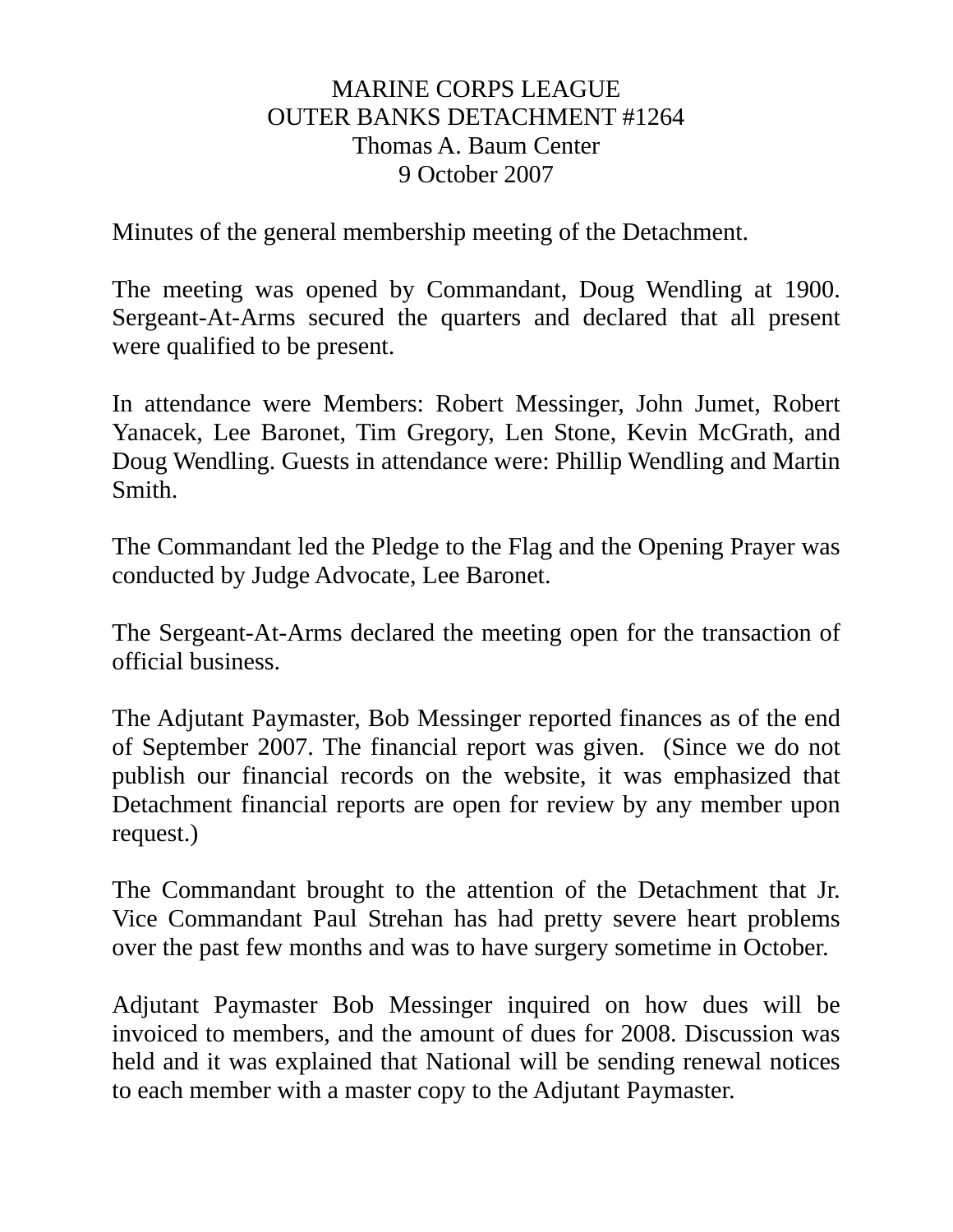MARINE CORPS LEAGUE
OUTER BANKS DETACHMENT #1264
Thomas A. Baum Center
9 October 2007

Minutes of the general membership meeting of the Detachment.

The meeting was opened by Commandant, Doug Wendling at 1900. Sergeant-At-Arms secured the quarters and declared that all present were qualified to be present.

In attendance were Members: Robert Messinger, John Jumet, Robert Yanacek, Lee Baronet, Tim Gregory, Len Stone, Kevin McGrath, and Doug Wendling. Guests in attendance were: Phillip Wendling and Martin Smith.

The Commandant led the Pledge to the Flag and the Opening Prayer was conducted by Judge Advocate, Lee Baronet.

The Sergeant-At-Arms declared the meeting open for the transaction of official business.

The Adjutant Paymaster, Bob Messinger reported finances as of the end of September 2007. The financial report was given. (Since we do not publish our financial records on the website, it was emphasized that Detachment financial reports are open for review by any member upon request.)

The Commandant brought to the attention of the Detachment that Jr. Vice Commandant Paul Strehan has had pretty severe heart problems over the past few months and was to have surgery sometime in October.

Adjutant Paymaster Bob Messinger inquired on how dues will be invoiced to members, and the amount of dues for 2008. Discussion was held and it was explained that National will be sending renewal notices to each member with a master copy to the Adjutant Paymaster.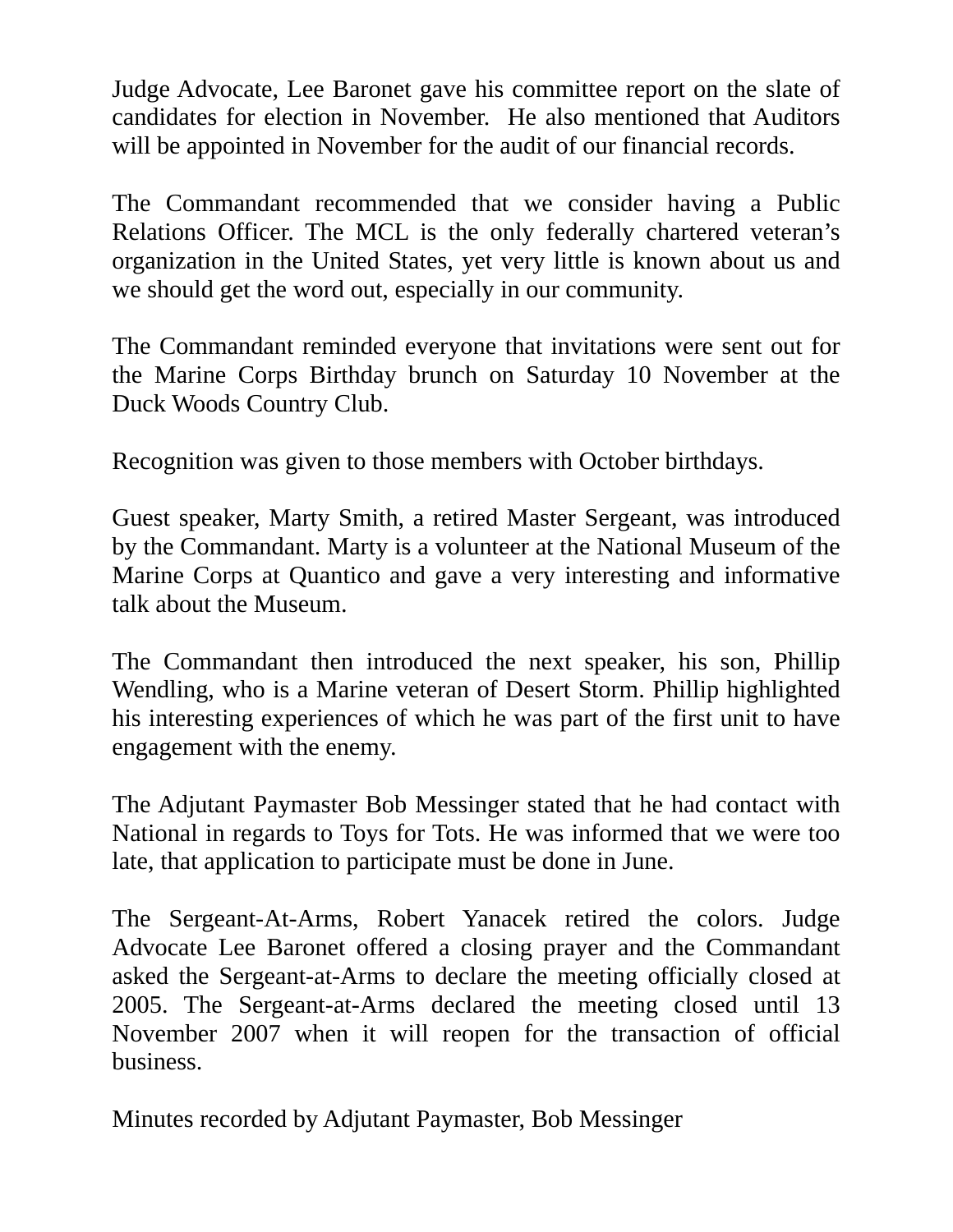Judge Advocate, Lee Baronet gave his committee report on the slate of candidates for election in November. He also mentioned that Auditors will be appointed in November for the audit of our financial records.

The Commandant recommended that we consider having a Public Relations Officer. The MCL is the only federally chartered veteran's organization in the United States, yet very little is known about us and we should get the word out, especially in our community.

The Commandant reminded everyone that invitations were sent out for the Marine Corps Birthday brunch on Saturday 10 November at the Duck Woods Country Club.

Recognition was given to those members with October birthdays.

Guest speaker, Marty Smith, a retired Master Sergeant, was introduced by the Commandant. Marty is a volunteer at the National Museum of the Marine Corps at Quantico and gave a very interesting and informative talk about the Museum.

The Commandant then introduced the next speaker, his son, Phillip Wendling, who is a Marine veteran of Desert Storm. Phillip highlighted his interesting experiences of which he was part of the first unit to have engagement with the enemy.

The Adjutant Paymaster Bob Messinger stated that he had contact with National in regards to Toys for Tots. He was informed that we were too late, that application to participate must be done in June.

The Sergeant-At-Arms, Robert Yanacek retired the colors. Judge Advocate Lee Baronet offered a closing prayer and the Commandant asked the Sergeant-at-Arms to declare the meeting officially closed at 2005. The Sergeant-at-Arms declared the meeting closed until 13 November 2007 when it will reopen for the transaction of official business.

Minutes recorded by Adjutant Paymaster, Bob Messinger